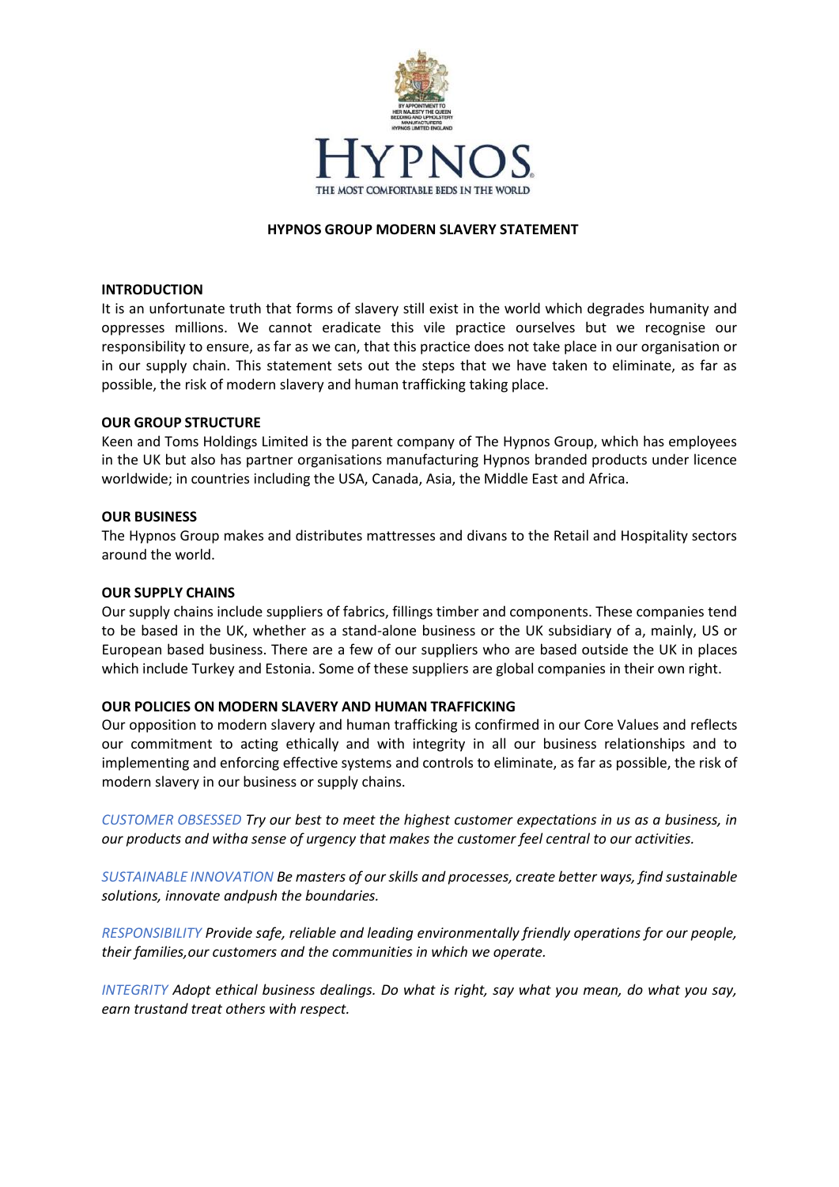# HYPNOS GROUP MODERN SLAVERY STATEMENT

## INTRODUCTION

It is an unfortunate truth that forms of slavery still exist in the world which degrades humanity and oppresses millions. We cannot eradicate this vile practice ourselves but we recognise our responsibility to ensure, as far as we can, that this practice does not take place in our organisation or in our supply chain. This statement sets out the steps that we have taken to eliminate, as far as possible, the risk of modern slavery and human trafficking taking place.

## OUR GROUP STRUCTURE

Keen and Toms Holdings Limited is the parent company of The Hypnos Group, which has employees in the UK but also has partner organisations manufacturing Hypnos branded products under licence worldwide; in countries including the USA, Canada, Asia, the Middle East and Africa.

## OUR BUSINESS

The Hypnos Group makes and distributes mattresses and divans to the Retail and Hospitality sectors around the world.

## OUR SUPPLY CHAINS

Our supply chains include suppliers of fabrics, fillings timber and components. These companies tend to be based in the UK, whether as a stand-alone business or the UK subsidiary of a, mainly, US or European based business. There are a few of our suppliers who are based outside the UK in places which include Turkey and Estonia. Some of these suppliers are global companies in their own right.

## OUR POLICIES ON MODERN SLAVERY AND HUMAN TRAFFICKING

Our opposition to modern slavery and human trafficking is confirmed in our Core Values and reflects our commitment to acting ethically and with integrity in all our business relationships and to implementing and enforcing effective systems and controls to eliminate, as far as possible, the risk of modern slavery in our business or supply chains.

*CUSTOMER OBSESSED Try our best to meet the highest customer expectations in us as a business, in our products and witha sense of urgency that makes the customer feel central to our activities.*

*SUSTAINABLE INNOVATION Be masters of our skills and processes, create better ways, find sustainable solutions, innovate andpush the boundaries.*

*RESPONSIBILITY Provide safe, reliable and leading environmentally friendly operations for our people, their families,our customers and the communities in which we operate.*

*INTEGRITY Adopt ethical business dealings. Do what is right, say what you mean, do what you say, earn trustand treat others with respect.*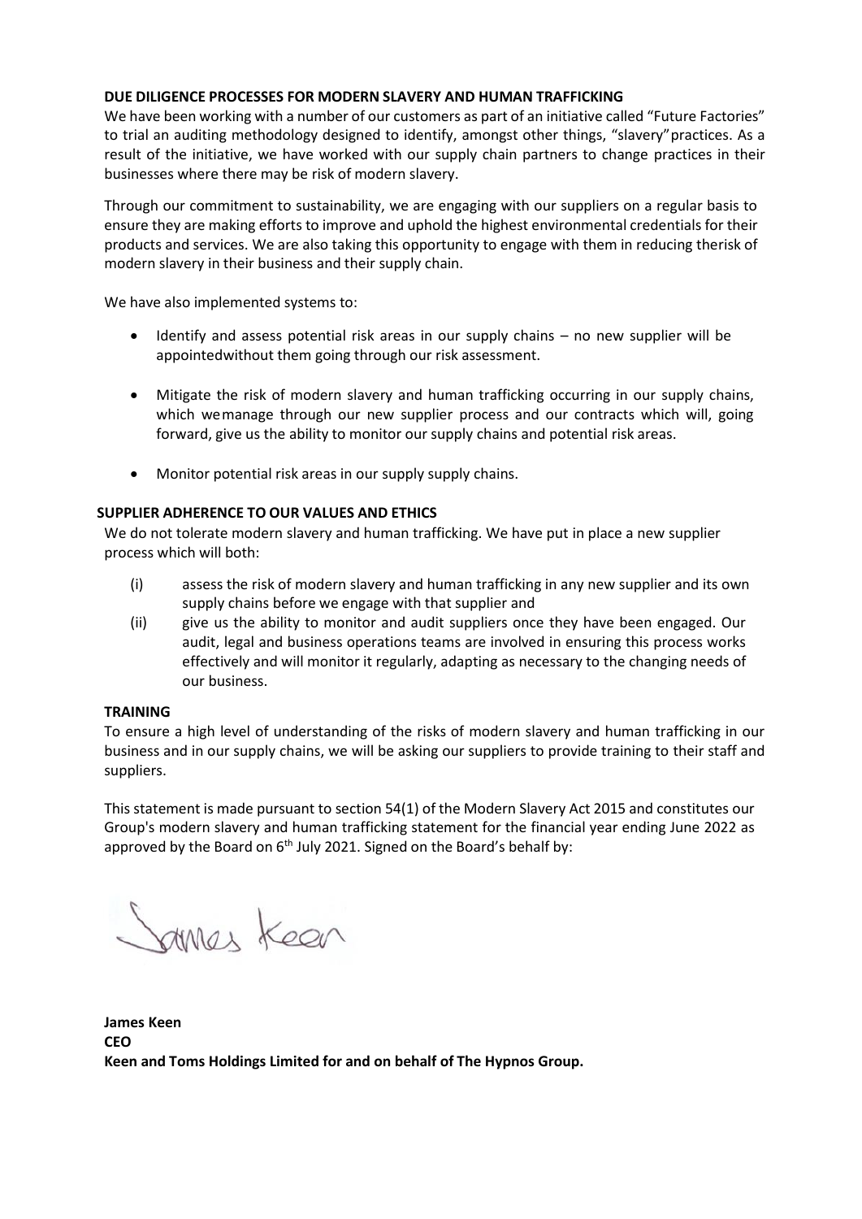**DUE DILIGENCE PROCESSES FOR MODERN SLAVERY AND HUMAN TRAFFICKING**

We have been working with a number of our customers as part of an initiative called "Future Factories" to trial an auditing methodology designed to identify, amongst other things, "slavery" practices. As a result of the initiative, we have worked with our supply chain partners to change practices in their businesses where there may be risk of modern slavery.

Through our commitment to sustainability, we are engaging with our suppliers on a regular basis to ensure they are making efforts to improve and uphold the highest environmental credentials for their products and services. We are also taking this opportunity to engage with them in reducing therisk of modern slavery in their business and their supply chain.

We have also implemented systems to:

- Identify and assess potential risk areas in our supply chains – no new supplier will be appointedwithout them going through our risk assessment.
- Mitigate the risk of modern slavery and human trafficking occurring in our supply chains, which wemanage through our new supplier process and our contracts which will, going forward, give us the ability to monitor our supply chains and potential risk areas.
- Monitor potential risk areas in our supply supply chains.

**SUPPLIER ADHERENCE TO OUR VALUES AND ETHICS**

We do not tolerate modern slavery and human trafficking. We have put in place a new supplier process which will both:

(i) assess the risk of modern slavery and human trafficking in any new supplier and its own supply chains before we engage with that supplier and

(ii) give us the ability to monitor and audit suppliers once they have been engaged. Our audit, legal and business operations teams are involved in ensuring this process works effectively and will monitor it regularly, adapting as necessary to the changing needs of our business.

**TRAINING**

To ensure a high level of understanding of the risks of modern slavery and human trafficking in our business and in our supply chains, we will be asking our suppliers to provide training to their staff and suppliers.

This statement is made pursuant to section 54(1) of the Modern Slavery Act 2015 and constitutes our Group's modern slavery and human trafficking statement for the financial year ending June 2022 as approved by the Board on 6th July 2021. Signed on the Board's behalf by:

James Keen

**James Keen**
**CEO**
**Keen and Toms Holdings Limited for and on behalf of The Hypnos Group.**